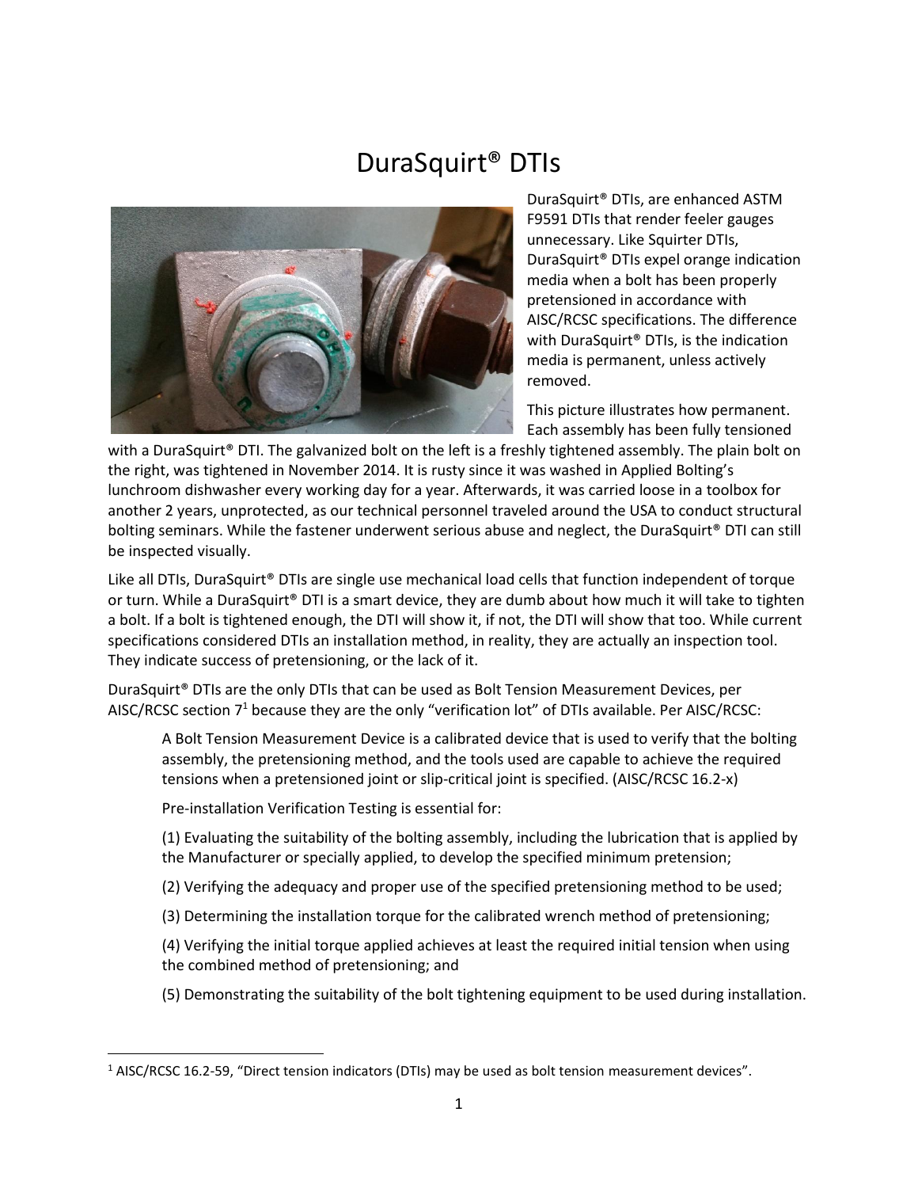# DuraSquirt® DTIs

DuraSquirt® DTIs, are enhanced ASTM F9591 DTIs that render feeler gauges unnecessary. Like Squirter DTIs, DuraSquirt® DTIs expel orange indication media when a bolt has been properly pretensioned in accordance with AISC/RCSC specifications. The difference with DuraSquirt® DTIs, is the indication media is permanent, unless actively removed.

This picture illustrates how permanent. Each assembly has been fully tensioned with a DuraSquirt® DTI. The galvanized bolt on the left is a freshly tightened assembly. The plain bolt on the right, was tightened in November 2014. It is rusty since it was washed in Applied Bolting's lunchroom dishwasher every working day for a year. Afterwards, it was carried loose in a toolbox for another 2 years, unprotected, as our technical personnel traveled around the USA to conduct structural bolting seminars. While the fastener underwent serious abuse and neglect, the DuraSquirt® DTI can still be inspected visually.

Like all DTIs, DuraSquirt® DTIs are single use mechanical load cells that function independent of torque or turn. While a DuraSquirt® DTI is a smart device, they are dumb about how much it will take to tighten a bolt. If a bolt is tightened enough, the DTI will show it, if not, the DTI will show that too. While current specifications considered DTIs an installation method, in reality, they are actually an inspection tool. They indicate success of pretensioning, or the lack of it.

DuraSquirt® DTIs are the only DTIs that can be used as Bolt Tension Measurement Devices, per AISC/RCSC section 7[1] because they are the only "verification lot" of DTIs available. Per AISC/RCSC:

> A Bolt Tension Measurement Device is a calibrated device that is used to verify that the bolting assembly, the pretensioning method, and the tools used are capable to achieve the required tensions when a pretensioned joint or slip-critical joint is specified. (AISC/RCSC 16.2-x)
>
> Pre-installation Verification Testing is essential for:
>
> (1) Evaluating the suitability of the bolting assembly, including the lubrication that is applied by the Manufacturer or specially applied, to develop the specified minimum pretension;
>
> (2) Verifying the adequacy and proper use of the specified pretensioning method to be used;
>
> (3) Determining the installation torque for the calibrated wrench method of pretensioning;
>
> (4) Verifying the initial torque applied achieves at least the required initial tension when using the combined method of pretensioning; and
>
> (5) Demonstrating the suitability of the bolt tightening equipment to be used during installation.

---

[1] AISC/RCSC 16.2-59, "Direct tension indicators (DTIs) may be used as bolt tension measurement devices".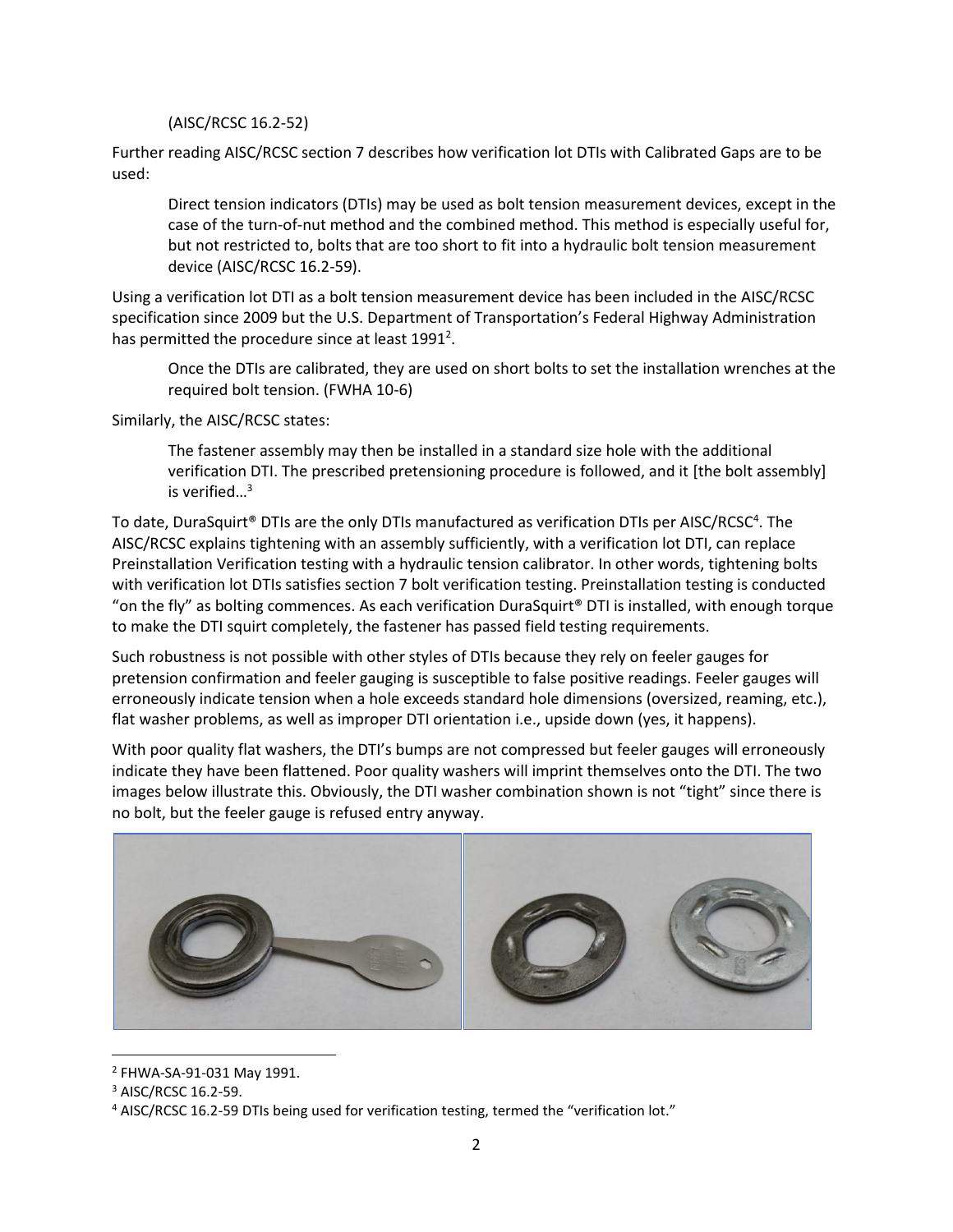(AISC/RCSC 16.2-52)

Further reading AISC/RCSC section 7 describes how verification lot DTIs with Calibrated Gaps are to be used:

> Direct tension indicators (DTIs) may be used as bolt tension measurement devices, except in the case of the turn-of-nut method and the combined method. This method is especially useful for, but not restricted to, bolts that are too short to fit into a hydraulic bolt tension measurement device (AISC/RCSC 16.2-59).

Using a verification lot DTI as a bolt tension measurement device has been included in the AISC/RCSC specification since 2009 but the U.S. Department of Transportation's Federal Highway Administration has permitted the procedure since at least 1991[2].

> Once the DTIs are calibrated, they are used on short bolts to set the installation wrenches at the required bolt tension. (FWHA 10-6)

Similarly, the AISC/RCSC states:

> The fastener assembly may then be installed in a standard size hole with the additional verification DTI. The prescribed pretensioning procedure is followed, and it [the bolt assembly] is verified…[3]

To date, DuraSquirt® DTIs are the only DTIs manufactured as verification DTIs per AISC/RCSC[4]. The AISC/RCSC explains tightening with an assembly sufficiently, with a verification lot DTI, can replace Preinstallation Verification testing with a hydraulic tension calibrator. In other words, tightening bolts with verification lot DTIs satisfies section 7 bolt verification testing. Preinstallation testing is conducted "on the fly" as bolting commences. As each verification DuraSquirt® DTI is installed, with enough torque to make the DTI squirt completely, the fastener has passed field testing requirements.

Such robustness is not possible with other styles of DTIs because they rely on feeler gauges for pretension confirmation and feeler gauging is susceptible to false positive readings. Feeler gauges will erroneously indicate tension when a hole exceeds standard hole dimensions (oversized, reaming, etc.), flat washer problems, as well as improper DTI orientation i.e., upside down (yes, it happens).

With poor quality flat washers, the DTI's bumps are not compressed but feeler gauges will erroneously indicate they have been flattened. Poor quality washers will imprint themselves onto the DTI. The two images below illustrate this. Obviously, the DTI washer combination shown is not "tight" since there is no bolt, but the feeler gauge is refused entry anyway.

---

[2] FHWA-SA-91-031 May 1991.

[3] AISC/RCSC 16.2-59.

[4] AISC/RCSC 16.2-59 DTIs being used for verification testing, termed the "verification lot."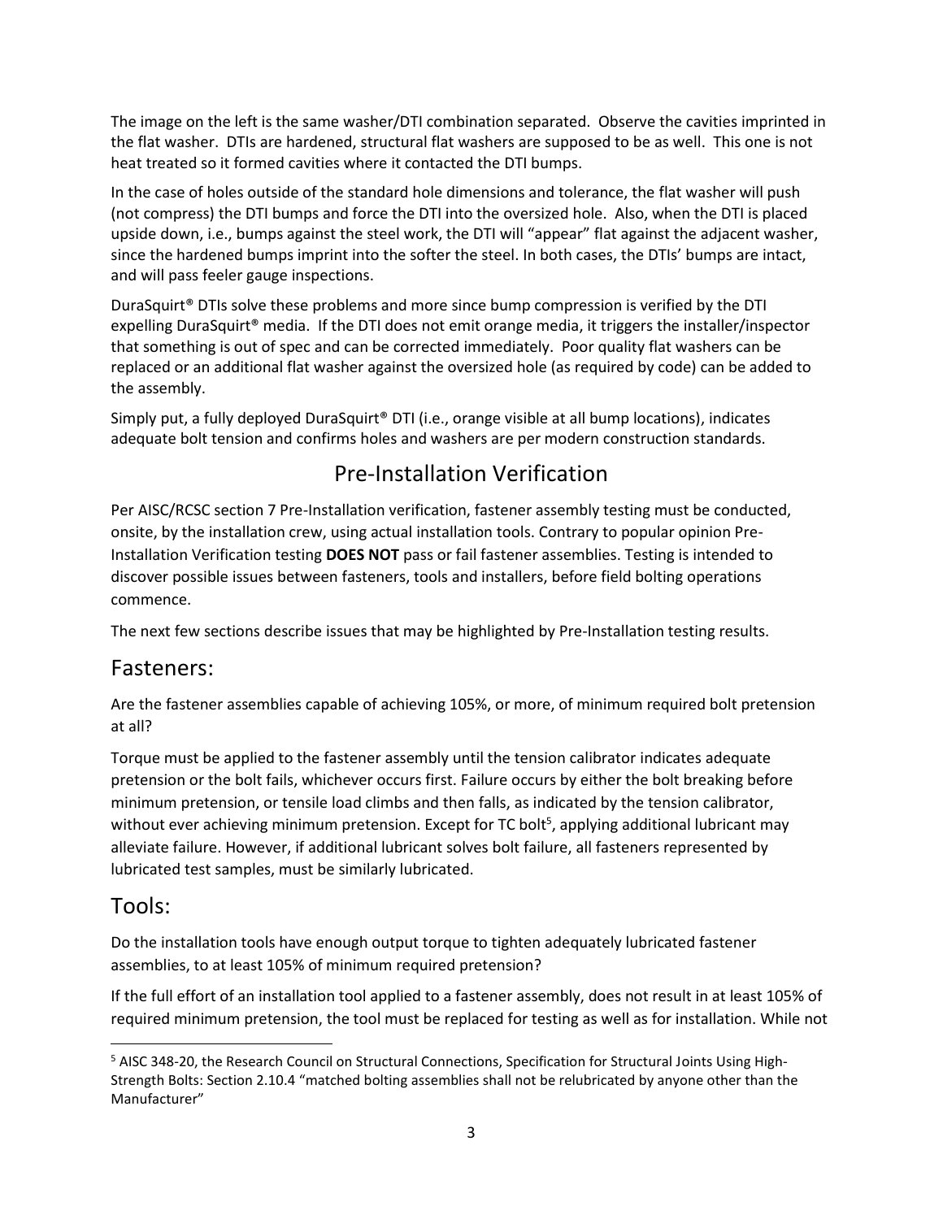The image on the left is the same washer/DTI combination separated. Observe the cavities imprinted in the flat washer. DTIs are hardened, structural flat washers are supposed to be as well. This one is not heat treated so it formed cavities where it contacted the DTI bumps.

In the case of holes outside of the standard hole dimensions and tolerance, the flat washer will push (not compress) the DTI bumps and force the DTI into the oversized hole. Also, when the DTI is placed upside down, i.e., bumps against the steel work, the DTI will "appear" flat against the adjacent washer, since the hardened bumps imprint into the softer the steel. In both cases, the DTIs' bumps are intact, and will pass feeler gauge inspections.

DuraSquirt® DTIs solve these problems and more since bump compression is verified by the DTI expelling DuraSquirt® media. If the DTI does not emit orange media, it triggers the installer/inspector that something is out of spec and can be corrected immediately. Poor quality flat washers can be replaced or an additional flat washer against the oversized hole (as required by code) can be added to the assembly.

Simply put, a fully deployed DuraSquirt® DTI (i.e., orange visible at all bump locations), indicates adequate bolt tension and confirms holes and washers are per modern construction standards.

## Pre-Installation Verification

Per AISC/RCSC section 7 Pre-Installation verification, fastener assembly testing must be conducted, onsite, by the installation crew, using actual installation tools. Contrary to popular opinion Pre-Installation Verification testing **DOES NOT** pass or fail fastener assemblies. Testing is intended to discover possible issues between fasteners, tools and installers, before field bolting operations commence.

The next few sections describe issues that may be highlighted by Pre-Installation testing results.

## Fasteners:

Are the fastener assemblies capable of achieving 105%, or more, of minimum required bolt pretension at all?

Torque must be applied to the fastener assembly until the tension calibrator indicates adequate pretension or the bolt fails, whichever occurs first. Failure occurs by either the bolt breaking before minimum pretension, or tensile load climbs and then falls, as indicated by the tension calibrator, without ever achieving minimum pretension. Except for TC bolt[5], applying additional lubricant may alleviate failure. However, if additional lubricant solves bolt failure, all fasteners represented by lubricated test samples, must be similarly lubricated.

## Tools:

Do the installation tools have enough output torque to tighten adequately lubricated fastener assemblies, to at least 105% of minimum required pretension?

If the full effort of an installation tool applied to a fastener assembly, does not result in at least 105% of required minimum pretension, the tool must be replaced for testing as well as for installation. While not

[5] AISC 348-20, the Research Council on Structural Connections, Specification for Structural Joints Using High-Strength Bolts: Section 2.10.4 "matched bolting assemblies shall not be relubricated by anyone other than the Manufacturer"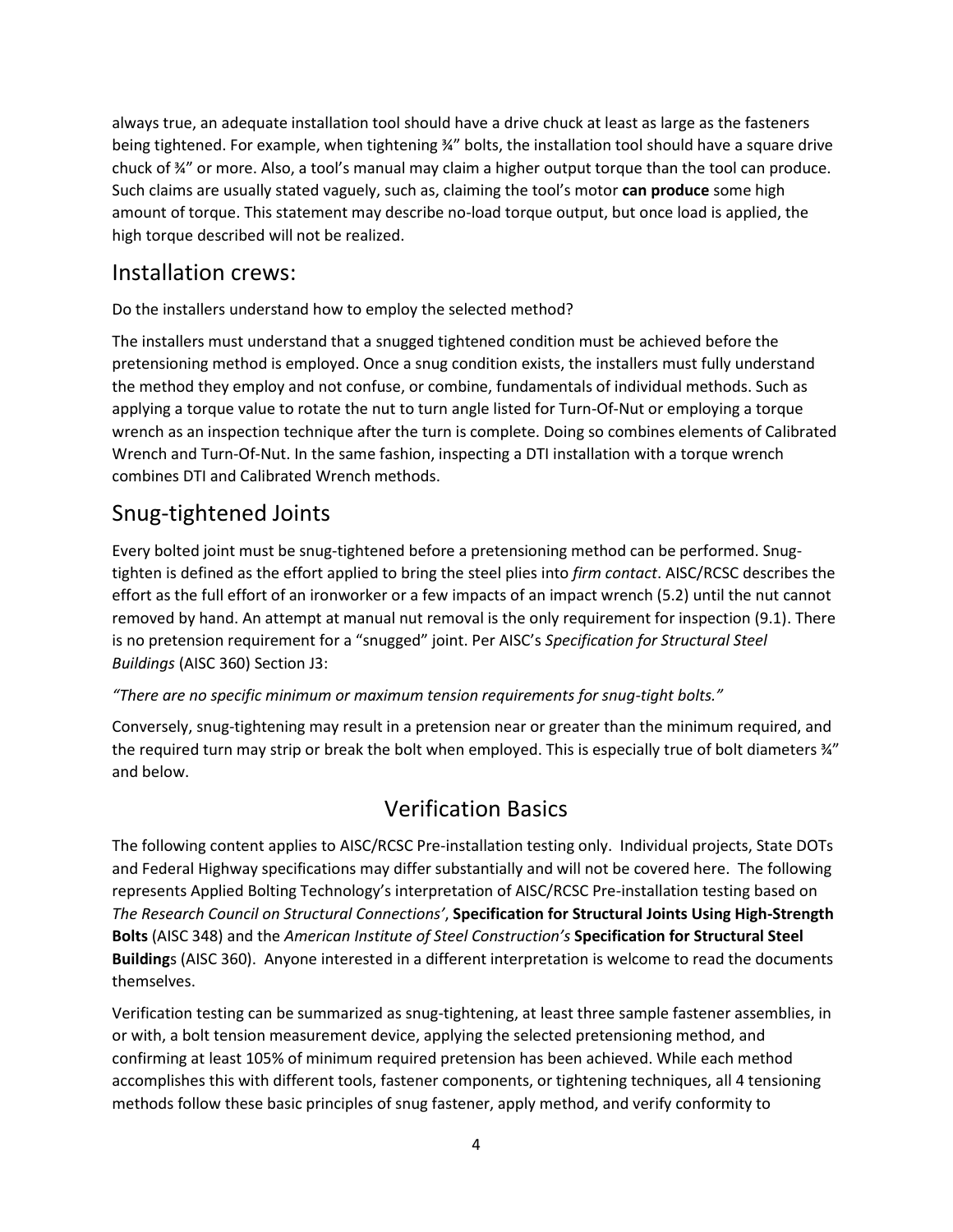always true, an adequate installation tool should have a drive chuck at least as large as the fasteners being tightened. For example, when tightening ¾" bolts, the installation tool should have a square drive chuck of ¾" or more. Also, a tool's manual may claim a higher output torque than the tool can produce. Such claims are usually stated vaguely, such as, claiming the tool's motor **can produce** some high amount of torque. This statement may describe no-load torque output, but once load is applied, the high torque described will not be realized.

## Installation crews:

Do the installers understand how to employ the selected method?

The installers must understand that a snugged tightened condition must be achieved before the pretensioning method is employed. Once a snug condition exists, the installers must fully understand the method they employ and not confuse, or combine, fundamentals of individual methods. Such as applying a torque value to rotate the nut to turn angle listed for Turn-Of-Nut or employing a torque wrench as an inspection technique after the turn is complete. Doing so combines elements of Calibrated Wrench and Turn-Of-Nut. In the same fashion, inspecting a DTI installation with a torque wrench combines DTI and Calibrated Wrench methods.

## Snug-tightened Joints

Every bolted joint must be snug-tightened before a pretensioning method can be performed. Snug-tighten is defined as the effort applied to bring the steel plies into *firm contact*. AISC/RCSC describes the effort as the full effort of an ironworker or a few impacts of an impact wrench (5.2) until the nut cannot removed by hand. An attempt at manual nut removal is the only requirement for inspection (9.1). There is no pretension requirement for a "snugged" joint. Per AISC's *Specification for Structural Steel Buildings* (AISC 360) Section J3:

*"There are no specific minimum or maximum tension requirements for snug-tight bolts."*

Conversely, snug-tightening may result in a pretension near or greater than the minimum required, and the required turn may strip or break the bolt when employed. This is especially true of bolt diameters ¾" and below.

# Verification Basics

The following content applies to AISC/RCSC Pre-installation testing only. Individual projects, State DOTs and Federal Highway specifications may differ substantially and will not be covered here. The following represents Applied Bolting Technology's interpretation of AISC/RCSC Pre-installation testing based on *The Research Council on Structural Connections'*, **Specification for Structural Joints Using High-Strength Bolts** (AISC 348) and the *American Institute of Steel Construction's* **Specification for Structural Steel Buildings** (AISC 360). Anyone interested in a different interpretation is welcome to read the documents themselves.

Verification testing can be summarized as snug-tightening, at least three sample fastener assemblies, in or with, a bolt tension measurement device, applying the selected pretensioning method, and confirming at least 105% of minimum required pretension has been achieved. While each method accomplishes this with different tools, fastener components, or tightening techniques, all 4 tensioning methods follow these basic principles of snug fastener, apply method, and verify conformity to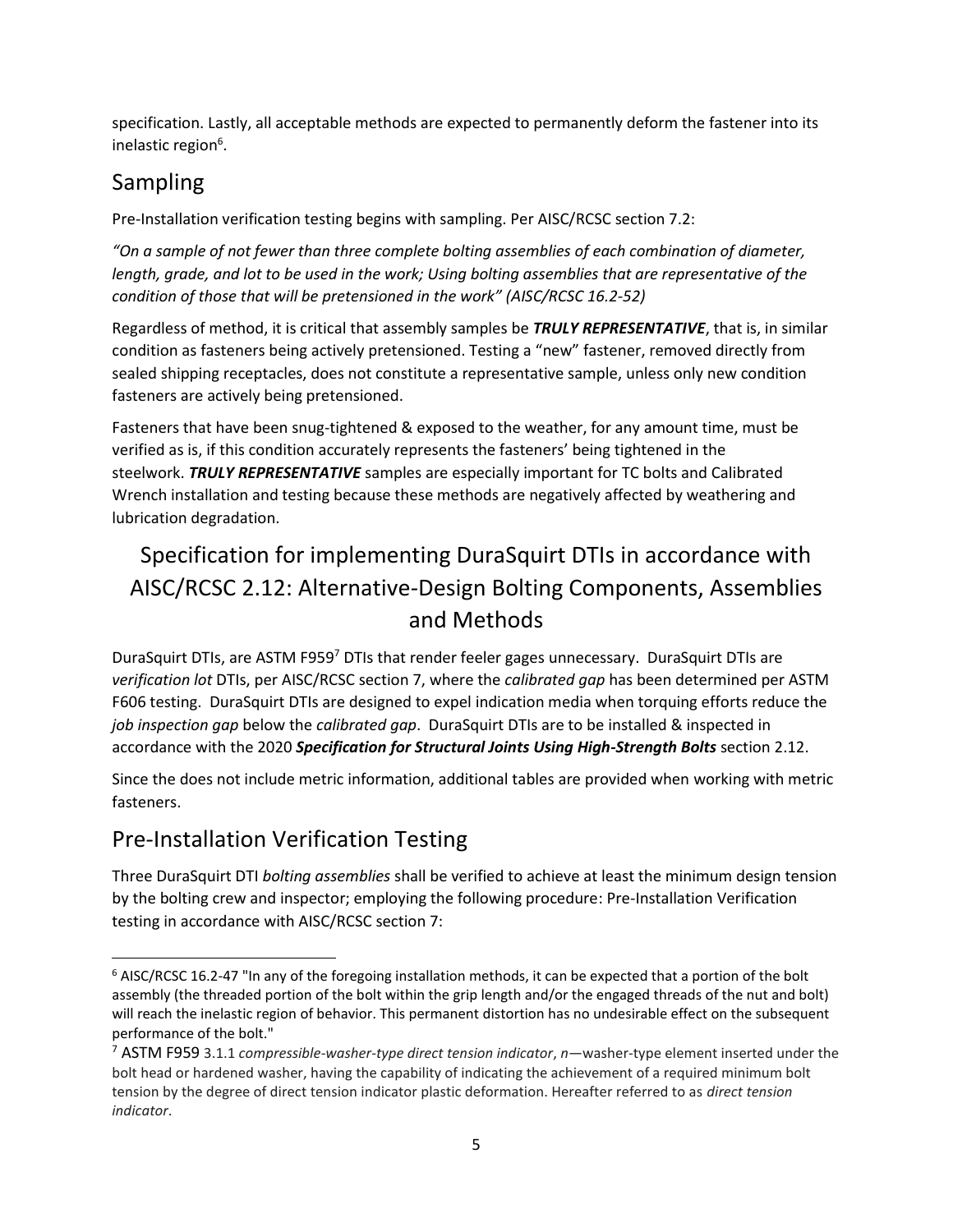specification. Lastly, all acceptable methods are expected to permanently deform the fastener into its inelastic region[6].

## Sampling

Pre-Installation verification testing begins with sampling. Per AISC/RCSC section 7.2:

*"On a sample of not fewer than three complete bolting assemblies of each combination of diameter, length, grade, and lot to be used in the work; Using bolting assemblies that are representative of the condition of those that will be pretensioned in the work" (AISC/RCSC 16.2-52)*

Regardless of method, it is critical that assembly samples be ***TRULY REPRESENTATIVE***, that is, in similar condition as fasteners being actively pretensioned. Testing a "new" fastener, removed directly from sealed shipping receptacles, does not constitute a representative sample, unless only new condition fasteners are actively being pretensioned.

Fasteners that have been snug-tightened & exposed to the weather, for any amount time, must be verified as is, if this condition accurately represents the fasteners' being tightened in the steelwork. ***TRULY REPRESENTATIVE*** samples are especially important for TC bolts and Calibrated Wrench installation and testing because these methods are negatively affected by weathering and lubrication degradation.

## Specification for implementing DuraSquirt DTIs in accordance with AISC/RCSC 2.12: Alternative-Design Bolting Components, Assemblies and Methods

DuraSquirt DTIs, are ASTM F959[7] DTIs that render feeler gages unnecessary. DuraSquirt DTIs are *verification lot* DTIs, per AISC/RCSC section 7, where the *calibrated gap* has been determined per ASTM F606 testing. DuraSquirt DTIs are designed to expel indication media when torquing efforts reduce the *job inspection gap* below the *calibrated gap*. DuraSquirt DTIs are to be installed & inspected in accordance with the 2020 ***Specification for Structural Joints Using High-Strength Bolts*** section 2.12.

Since the does not include metric information, additional tables are provided when working with metric fasteners.

## Pre-Installation Verification Testing

Three DuraSquirt DTI *bolting assemblies* shall be verified to achieve at least the minimum design tension by the bolting crew and inspector; employing the following procedure: Pre-Installation Verification testing in accordance with AISC/RCSC section 7:

---

[6] AISC/RCSC 16.2-47 "In any of the foregoing installation methods, it can be expected that a portion of the bolt assembly (the threaded portion of the bolt within the grip length and/or the engaged threads of the nut and bolt) will reach the inelastic region of behavior. This permanent distortion has no undesirable effect on the subsequent performance of the bolt."

[7] ASTM F959 3.1.1 *compressible-washer-type direct tension indicator*, *n*—washer-type element inserted under the bolt head or hardened washer, having the capability of indicating the achievement of a required minimum bolt tension by the degree of direct tension indicator plastic deformation. Hereafter referred to as *direct tension indicator*.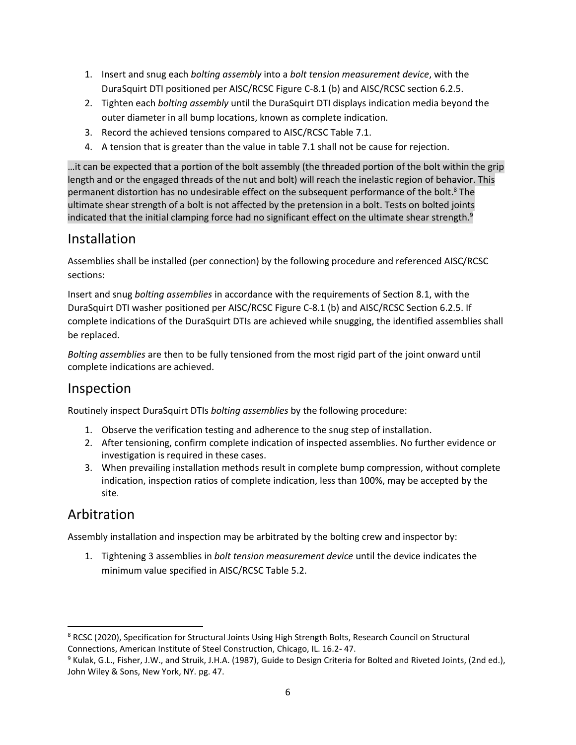1. Insert and snug each *bolting assembly* into a *bolt tension measurement device*, with the DuraSquirt DTI positioned per AISC/RCSC Figure C-8.1 (b) and AISC/RCSC section 6.2.5.
2. Tighten each *bolting assembly* until the DuraSquirt DTI displays indication media beyond the outer diameter in all bump locations, known as complete indication.
3. Record the achieved tensions compared to AISC/RCSC Table 7.1.
4. A tension that is greater than the value in table 7.1 shall not be cause for rejection.

…it can be expected that a portion of the bolt assembly (the threaded portion of the bolt within the grip length and or the engaged threads of the nut and bolt) will reach the inelastic region of behavior. This permanent distortion has no undesirable effect on the subsequent performance of the bolt.[8] The ultimate shear strength of a bolt is not affected by the pretension in a bolt. Tests on bolted joints indicated that the initial clamping force had no significant effect on the ultimate shear strength.[9]

## Installation

Assemblies shall be installed (per connection) by the following procedure and referenced AISC/RCSC sections:

Insert and snug *bolting assemblies* in accordance with the requirements of Section 8.1, with the DuraSquirt DTI washer positioned per AISC/RCSC Figure C-8.1 (b) and AISC/RCSC Section 6.2.5. If complete indications of the DuraSquirt DTIs are achieved while snugging, the identified assemblies shall be replaced.

*Bolting assemblies* are then to be fully tensioned from the most rigid part of the joint onward until complete indications are achieved.

## Inspection

Routinely inspect DuraSquirt DTIs *bolting assemblies* by the following procedure:

1. Observe the verification testing and adherence to the snug step of installation.
2. After tensioning, confirm complete indication of inspected assemblies. No further evidence or investigation is required in these cases.
3. When prevailing installation methods result in complete bump compression, without complete indication, inspection ratios of complete indication, less than 100%, may be accepted by the site.

## Arbitration

Assembly installation and inspection may be arbitrated by the bolting crew and inspector by:

1. Tightening 3 assemblies in *bolt tension measurement device* until the device indicates the minimum value specified in AISC/RCSC Table 5.2.

---

[8] RCSC (2020), Specification for Structural Joints Using High Strength Bolts, Research Council on Structural Connections, American Institute of Steel Construction, Chicago, IL. 16.2- 47.

[9] Kulak, G.L., Fisher, J.W., and Struik, J.H.A. (1987), Guide to Design Criteria for Bolted and Riveted Joints, (2nd ed.), John Wiley & Sons, New York, NY. pg. 47.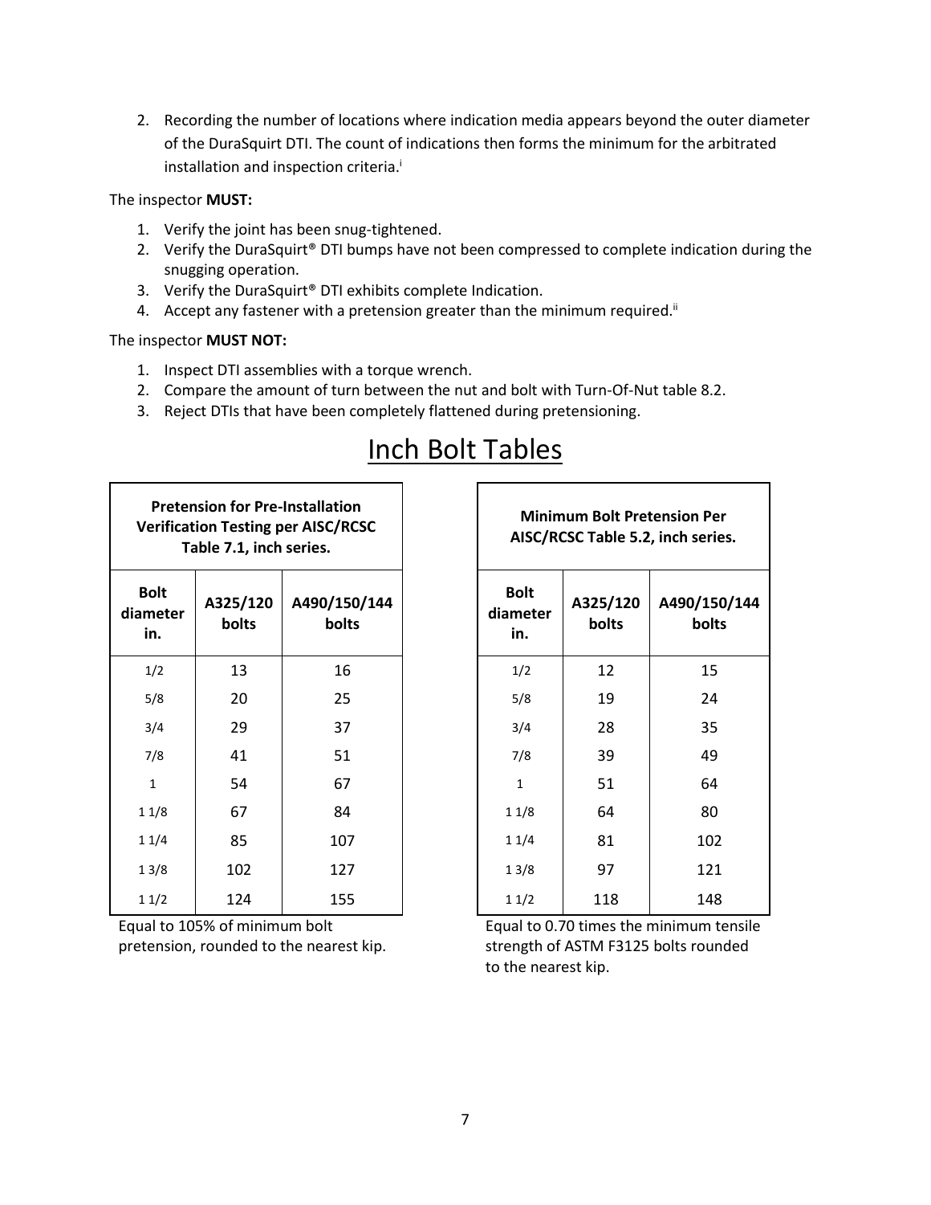2. Recording the number of locations where indication media appears beyond the outer diameter of the DuraSquirt DTI. The count of indications then forms the minimum for the arbitrated installation and inspection criteria.[i]

The inspector **MUST:**

1. Verify the joint has been snug-tightened.
2. Verify the DuraSquirt® DTI bumps have not been compressed to complete indication during the snugging operation.
3. Verify the DuraSquirt® DTI exhibits complete Indication.
4. Accept any fastener with a pretension greater than the minimum required.[ii]

The inspector **MUST NOT:**

1. Inspect DTI assemblies with a torque wrench.
2. Compare the amount of turn between the nut and bolt with Turn-Of-Nut table 8.2.
3. Reject DTIs that have been completely flattened during pretensioning.

# Inch Bolt Tables

| **Pretension for Pre-Installation Verification Testing per AISC/RCSC Table 7.1, inch series.** | | |
|---|---|---|
| **Bolt diameter in.** | **A325/120 bolts** | **A490/150/144 bolts** |
| 1/2 | 13 | 16 |
| 5/8 | 20 | 25 |
| 3/4 | 29 | 37 |
| 7/8 | 41 | 51 |
| 1 | 54 | 67 |
| 1 1/8 | 67 | 84 |
| 1 1/4 | 85 | 107 |
| 1 3/8 | 102 | 127 |
| 1 1/2 | 124 | 155 |

Equal to 105% of minimum bolt pretension, rounded to the nearest kip.

| **Minimum Bolt Pretension Per AISC/RCSC Table 5.2, inch series.** | | |
|---|---|---|
| **Bolt diameter in.** | **A325/120 bolts** | **A490/150/144 bolts** |
| 1/2 | 12 | 15 |
| 5/8 | 19 | 24 |
| 3/4 | 28 | 35 |
| 7/8 | 39 | 49 |
| 1 | 51 | 64 |
| 1 1/8 | 64 | 80 |
| 1 1/4 | 81 | 102 |
| 1 3/8 | 97 | 121 |
| 1 1/2 | 118 | 148 |

Equal to 0.70 times the minimum tensile strength of ASTM F3125 bolts rounded to the nearest kip.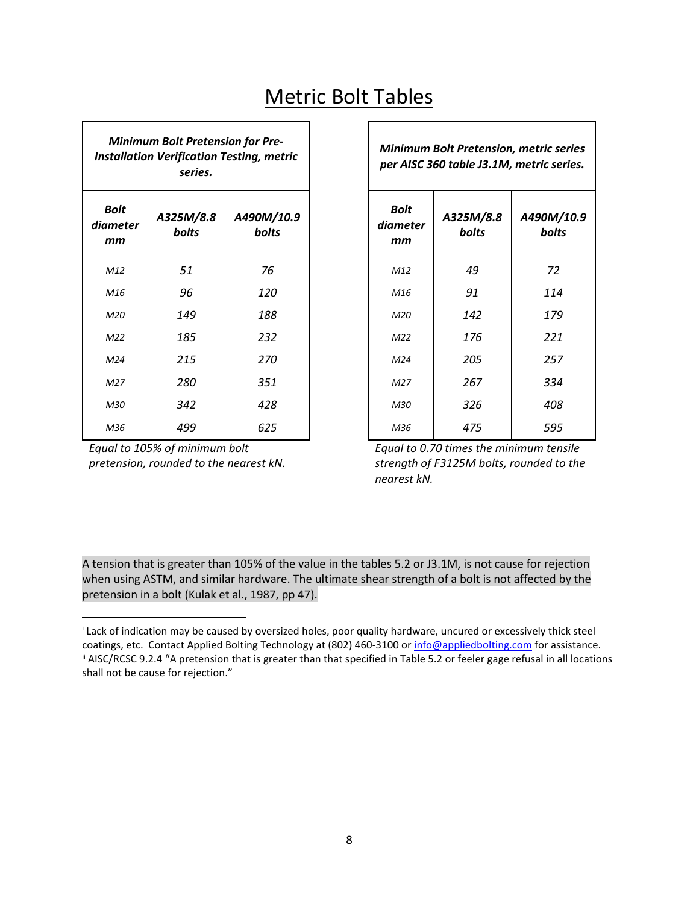# Metric Bolt Tables

| *Minimum Bolt Pretension for Pre-Installation Verification Testing, metric series.* | | |
|---|---|---|
| ***Bolt diameter mm*** | ***A325M/8.8 bolts*** | ***A490M/10.9 bolts*** |
| *M12* | *51* | *76* |
| *M16* | *96* | *120* |
| *M20* | *149* | *188* |
| *M22* | *185* | *232* |
| *M24* | *215* | *270* |
| *M27* | *280* | *351* |
| *M30* | *342* | *428* |
| *M36* | *499* | *625* |

*Equal to 105% of minimum bolt pretension, rounded to the nearest kN.*

| *Minimum Bolt Pretension, metric series per AISC 360 table J3.1M, metric series.* | | |
|---|---|---|
| ***Bolt diameter mm*** | ***A325M/8.8 bolts*** | ***A490M/10.9 bolts*** |
| *M12* | *49* | *72* |
| *M16* | *91* | *114* |
| *M20* | *142* | *179* |
| *M22* | *176* | *221* |
| *M24* | *205* | *257* |
| *M27* | *267* | *334* |
| *M30* | *326* | *408* |
| *M36* | *475* | *595* |

*Equal to 0.70 times the minimum tensile strength of F3125M bolts, rounded to the nearest kN.*

A tension that is greater than 105% of the value in the tables 5.2 or J3.1M, is not cause for rejection when using ASTM, and similar hardware. The ultimate shear strength of a bolt is not affected by the pretension in a bolt (Kulak et al., 1987, pp 47).

---

[i] Lack of indication may be caused by oversized holes, poor quality hardware, uncured or excessively thick steel coatings, etc. Contact Applied Bolting Technology at (802) 460-3100 or info@appliedbolting.com for assistance.

[ii] AISC/RCSC 9.2.4 "A pretension that is greater than that specified in Table 5.2 or feeler gage refusal in all locations shall not be cause for rejection."